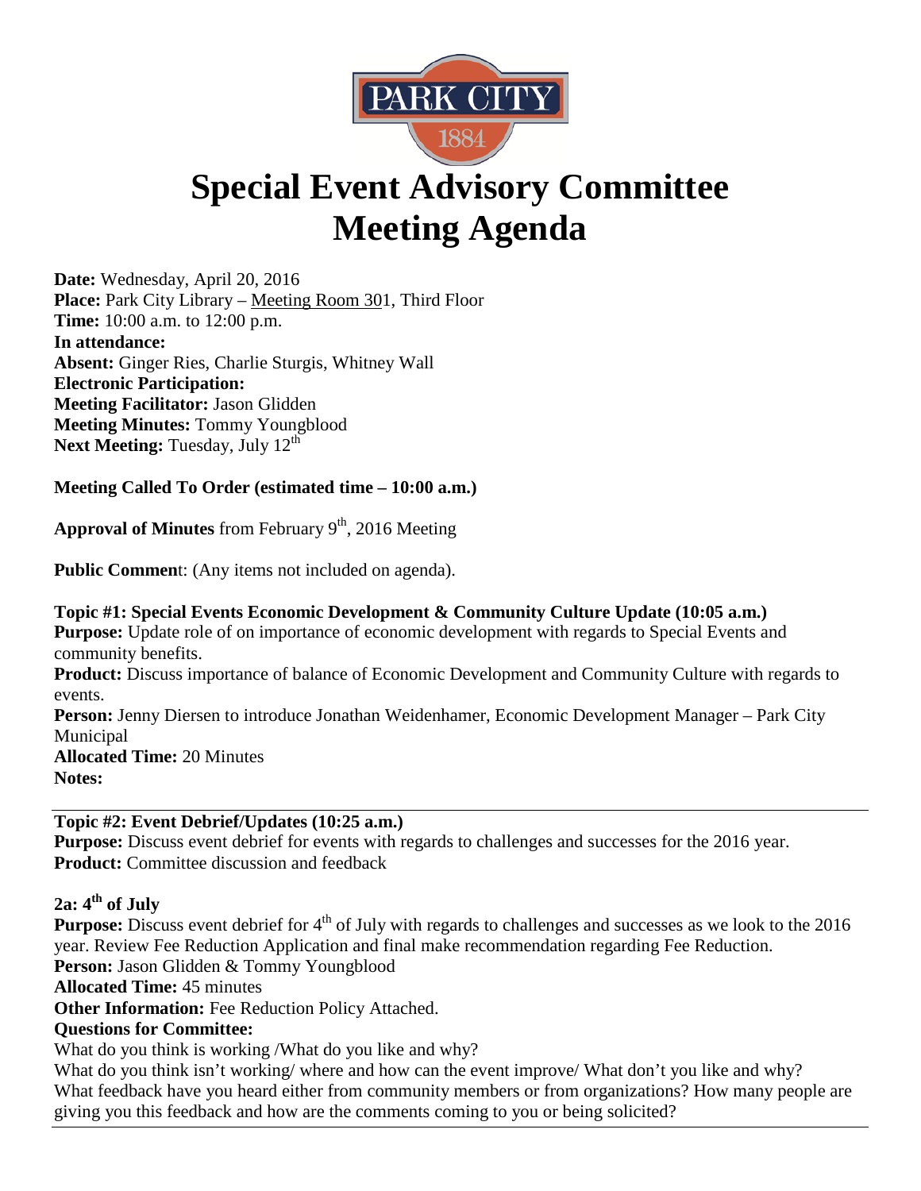PARK CITY
1884

# Special Event Advisory Committee Meeting Agenda

**Date:** Wednesday, April 20, 2016
**Place:** Park City Library – Meeting Room 301, Third Floor
**Time:** 10:00 a.m. to 12:00 p.m.
**In attendance:**
**Absent:** Ginger Ries, Charlie Sturgis, Whitney Wall
**Electronic Participation:**
**Meeting Facilitator:** Jason Glidden
**Meeting Minutes:** Tommy Youngblood
**Next Meeting:** Tuesday, July 12th

**Meeting Called To Order (estimated time – 10:00 a.m.)**

**Approval of Minutes** from February 9th, 2016 Meeting

**Public Commen**t: (Any items not included on agenda).

**Topic #1: Special Events Economic Development & Community Culture Update (10:05 a.m.)**
**Purpose:** Update role of on importance of economic development with regards to Special Events and community benefits.
**Product:** Discuss importance of balance of Economic Development and Community Culture with regards to events.
**Person:** Jenny Diersen to introduce Jonathan Weidenhamer, Economic Development Manager – Park City Municipal
**Allocated Time:** 20 Minutes
**Notes:**

---

**Topic #2: Event Debrief/Updates (10:25 a.m.)**
**Purpose:** Discuss event debrief for events with regards to challenges and successes for the 2016 year.
**Product:** Committee discussion and feedback

**2a: 4th of July**
**Purpose:** Discuss event debrief for 4th of July with regards to challenges and successes as we look to the 2016 year. Review Fee Reduction Application and final make recommendation regarding Fee Reduction.
**Person:** Jason Glidden & Tommy Youngblood
**Allocated Time:** 45 minutes
**Other Information:** Fee Reduction Policy Attached.
**Questions for Committee:**
What do you think is working /What do you like and why?
What do you think isn't working/ where and how can the event improve/ What don't you like and why?
What feedback have you heard either from community members or from organizations? How many people are giving you this feedback and how are the comments coming to you or being solicited?

---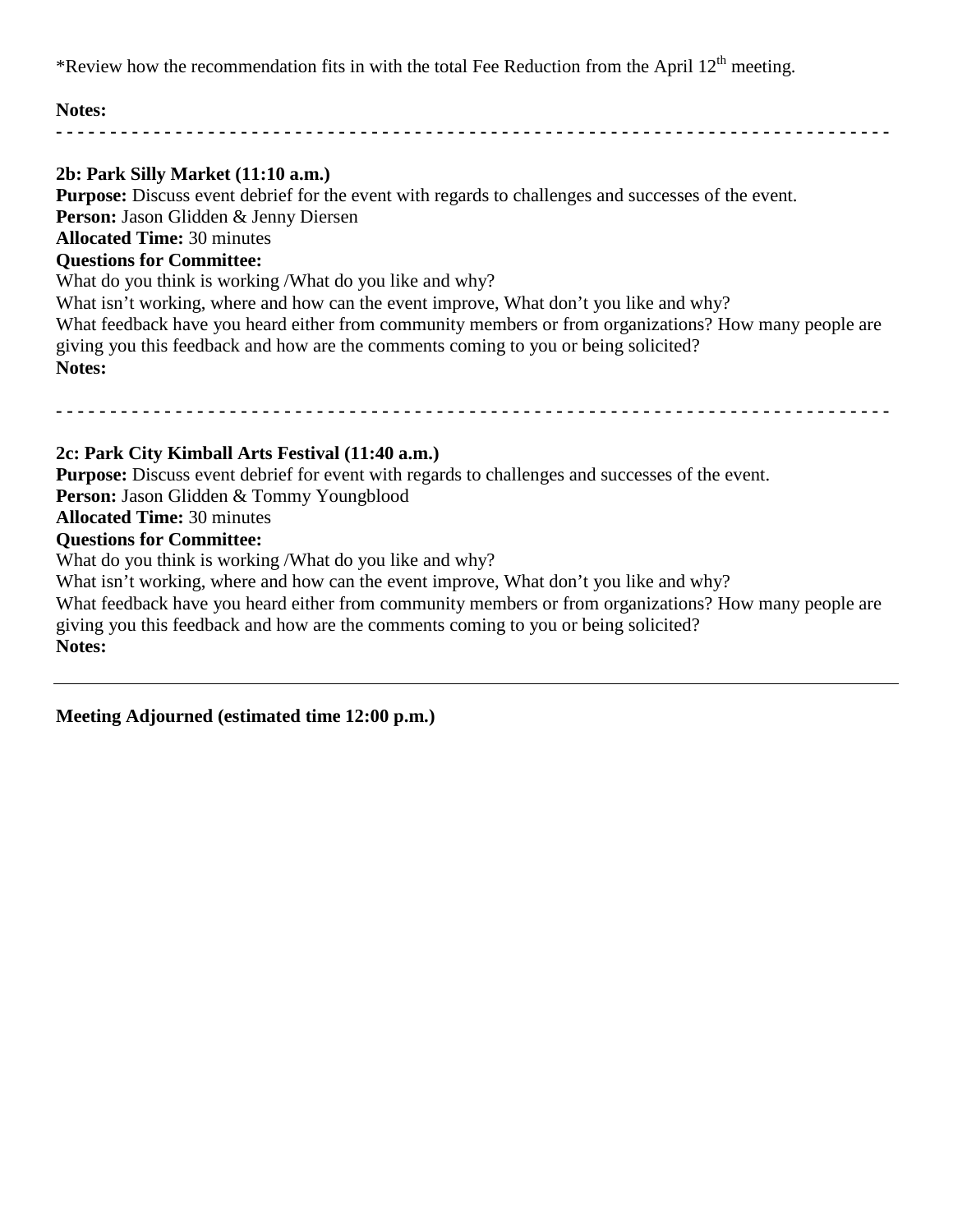*Review how the recommendation fits in with the total Fee Reduction from the April 12th meeting.

**Notes:**

- - - - - - - - - - - - - - - - - - - - - - - - - - - - - - - - - - - - - - - - - - - - - - - - - - - - - - - - - - - - - - - - - - - - - - - - - - -

**2b: Park Silly Market (11:10 a.m.)**
**Purpose:** Discuss event debrief for the event with regards to challenges and successes of the event.
**Person:** Jason Glidden & Jenny Diersen
**Allocated Time:** 30 minutes
**Questions for Committee:**
What do you think is working /What do you like and why?
What isn't working, where and how can the event improve, What don't you like and why?
What feedback have you heard either from community members or from organizations? How many people are giving you this feedback and how are the comments coming to you or being solicited?
**Notes:**

- - - - - - - - - - - - - - - - - - - - - - - - - - - - - - - - - - - - - - - - - - - - - - - - - - - - - - - - - - - - - - - - - - - - - - - - - - -

**2c: Park City Kimball Arts Festival (11:40 a.m.)**
**Purpose:** Discuss event debrief for event with regards to challenges and successes of the event.
**Person:** Jason Glidden & Tommy Youngblood
**Allocated Time:** 30 minutes
**Questions for Committee:**
What do you think is working /What do you like and why?
What isn't working, where and how can the event improve, What don't you like and why?
What feedback have you heard either from community members or from organizations? How many people are giving you this feedback and how are the comments coming to you or being solicited?
**Notes:**

---

**Meeting Adjourned (estimated time 12:00 p.m.)**